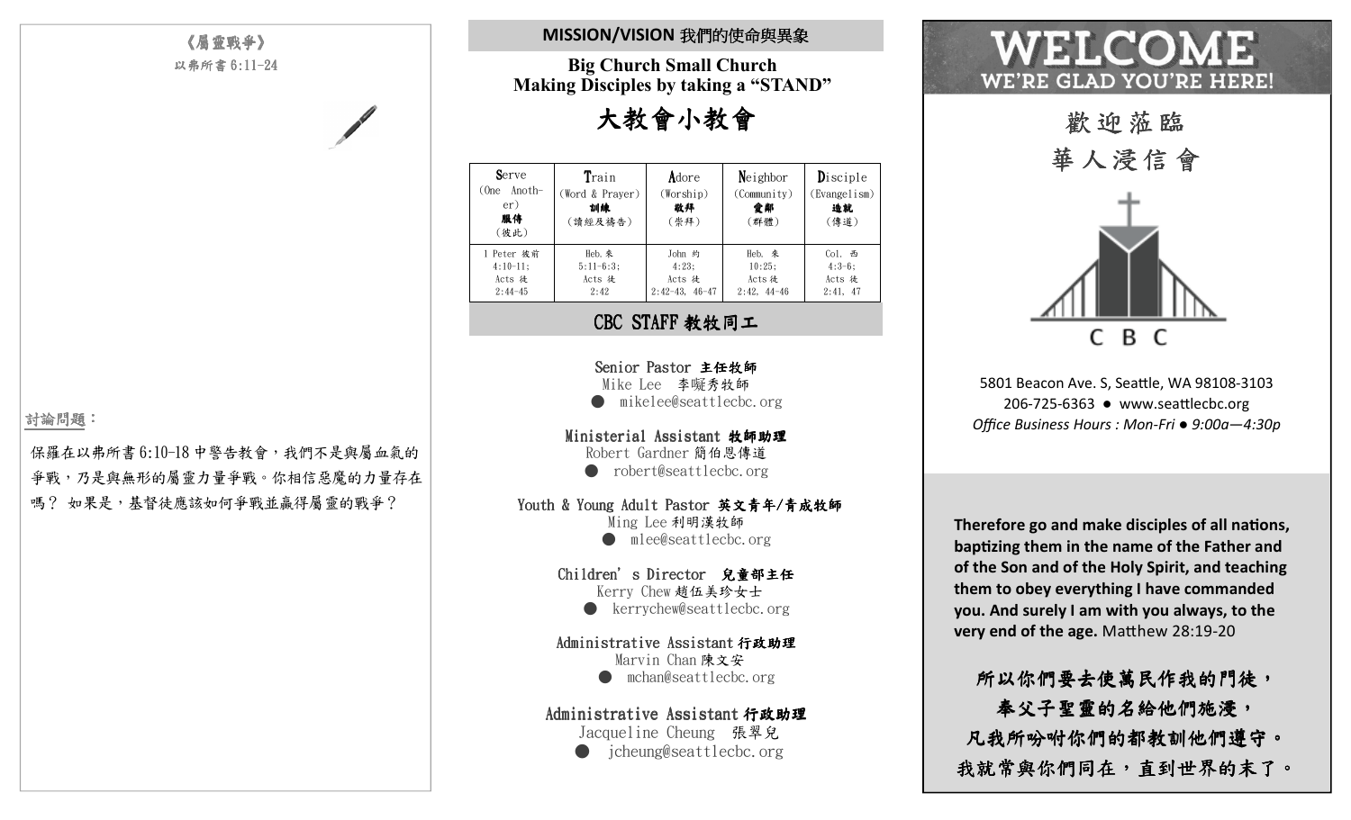《屬靈戰爭》

以弗所書 6:11-24

討論問題：

保羅在以弗所書 6:10-18 中警告教會，我們不是與屬血氣的爭戰，乃是與無形的屬靈力量爭戰。你相信惡魔的力量存在嗎？ 如果是，基督徒應該如何爭戰並贏得屬靈的戰爭？

## MISSION/VISION 我們的使命與異象

**Big Church Small Church**
**Making Disciples by taking a "STAND"**

# 大教會小教會

| Serve (One Another) 服侍 (彼此) | Train (Word & Prayer) 訓練 (讀經及禱告) | Adore (Worship) 敬拜 (崇拜) | Neighbor (Community) 愛鄰 (群體) | Disciple (Evangelism) 造就 (傳道) |
|---|---|---|---|---|
| 1 Peter 彼前 4:10-11; Acts 徒 2:44-45 | Heb. 來 5:11-6:3; Acts 徒 2:42 | John 約 4:23; Acts 徒 2:42-43, 46-47 | Heb. 來 10:25; Acts 徒 2:42, 44-46 | Col. 西 4:3-6; Acts 徒 2:41, 47 |

## CBC STAFF 教牧同工

**Senior Pastor 主任牧師**
Mike Lee 李礙秀牧師
● mikelee@seattlecbc.org

**Ministerial Assistant 牧師助理**
Robert Gardner 簡伯恩傳道
● robert@seattlecbc.org

**Youth & Young Adult Pastor 英文青年/青成牧師**
Ming Lee 利明漢牧師
● mlee@seattlecbc.org

**Children's Director 兒童部主任**
Kerry Chew 趙伍美珍女士
● kerrychew@seattlecbc.org

**Administrative Assistant 行政助理**
Marvin Chan 陳文安
● mchan@seattlecbc.org

**Administrative Assistant 行政助理**
Jacqueline Cheung 張翠兒
● jcheung@seattlecbc.org

# WELCOME
## WE'RE GLAD YOU'RE HERE!

# 歡迎蒞臨
# 華人浸信會

C B C

5801 Beacon Ave. S, Seattle, WA 98108-3103
206-725-6363 ● www.seattlecbc.org
*Office Business Hours : Mon-Fri ● 9:00a—4:30p*

**Therefore go and make disciples of all nations, baptizing them in the name of the Father and of the Son and of the Holy Spirit, and teaching them to obey everything I have commanded you. And surely I am with you always, to the very end of the age.** Matthew 28:19-20

**所以你們要去使萬民作我的門徒，**
**奉父子聖靈的名給他們施浸，**
**凡我所吩咐你們的都教訓他們遵守。**
**我就常與你們同在，直到世界的末了。**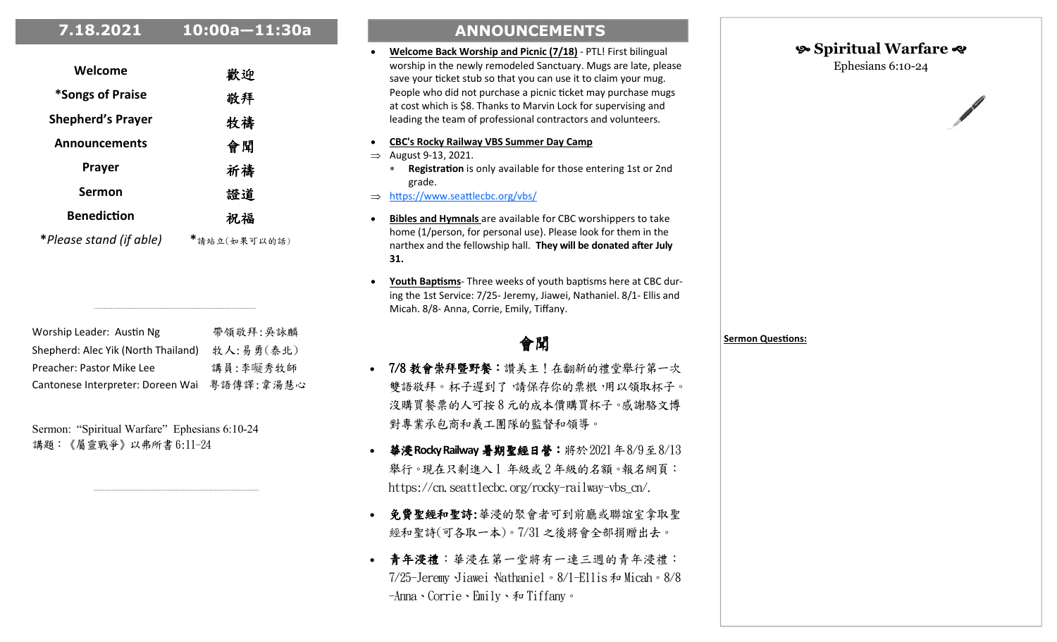## 7.18.2021 10:00a—11:30a

| | |
|---|---|
| **Welcome** | 歡迎 |
| ***Songs of Praise** | 敬拜 |
| **Shepherd's Prayer** | 牧禱 |
| **Announcements** | 會聞 |
| **Prayer** | 祈禱 |
| **Sermon** | 證道 |
| **Benediction** | 祝福 |
| ***Please stand (if able)*** | *請站立(如果可以的話) |

Worship Leader: Austin Ng 帶領敬拜:吳詠麟

Shepherd: Alec Yik (North Thailand) 牧人:易勇(泰北)

Preacher: Pastor Mike Lee 講員:李啜秀牧師

Cantonese Interpreter: Doreen Wai 粵語傳譯:韋湯慧心

Sermon: "Spiritual Warfare" Ephesians 6:10-24

講題:《屬靈戰爭》以弗所書 6:11-24

## ANNOUNCEMENTS

- **Welcome Back Worship and Picnic (7/18)** - PTL! First bilingual worship in the newly remodeled Sanctuary. Mugs are late, please save your ticket stub so that you can use it to claim your mug. People who did not purchase a picnic ticket may purchase mugs at cost which is $8. Thanks to Marvin Lock for supervising and leading the team of professional contractors and volunteers.
- **CBC's Rocky Railway VBS Summer Day Camp**
  - ⇒ August 9-13, 2021.
    - **Registration** is only available for those entering 1st or 2nd grade.
  - ⇒ https://www.seattlecbc.org/vbs/
- **Bibles and Hymnals** are available for CBC worshippers to take home (1/person, for personal use). Please look for them in the narthex and the fellowship hall. **They will be donated after July 31.**
- **Youth Baptisms**- Three weeks of youth baptisms here at CBC during the 1st Service: 7/25- Jeremy, Jiawei, Nathaniel. 8/1- Ellis and Micah. 8/8- Anna, Corrie, Emily, Tiffany.

## 會聞

- **7/8 教會崇拜暨野餐:**讚美主!在翻新的禮堂舉行第一次雙語敬拜。杯子遲到了,請保存你的票根,用以領取杯子。沒購買餐票的人可按 8 元的成本價購買杯子。感謝駱文博對專業承包商和義工團隊的監督和領導。
- **華浸 Rocky Railway 暑期聖經日營:**將於 2021 年 8/9 至 8/13 舉行。現在只剩進入 1 年級或 2 年級的名額。報名網頁:https://cn.seattlecbc.org/rocky-railway-vbs_cn/.
- **免費聖經和聖詩:**華浸的聚會者可到前廳或聯誼室拿取聖經和聖詩(可各取一本)。7/31 之後將會全部捐贈出去。
- **青年浸禮**:華浸在第一堂將有一連三週的青年浸禮:7/25-Jeremy、Jiawei、Nathaniel。8/1-Ellis 和 Micah。8/8-Anna、Corrie、Emily、和 Tiffany。

## Spiritual Warfare

Ephesians 6:10-24

**Sermon Questions:**